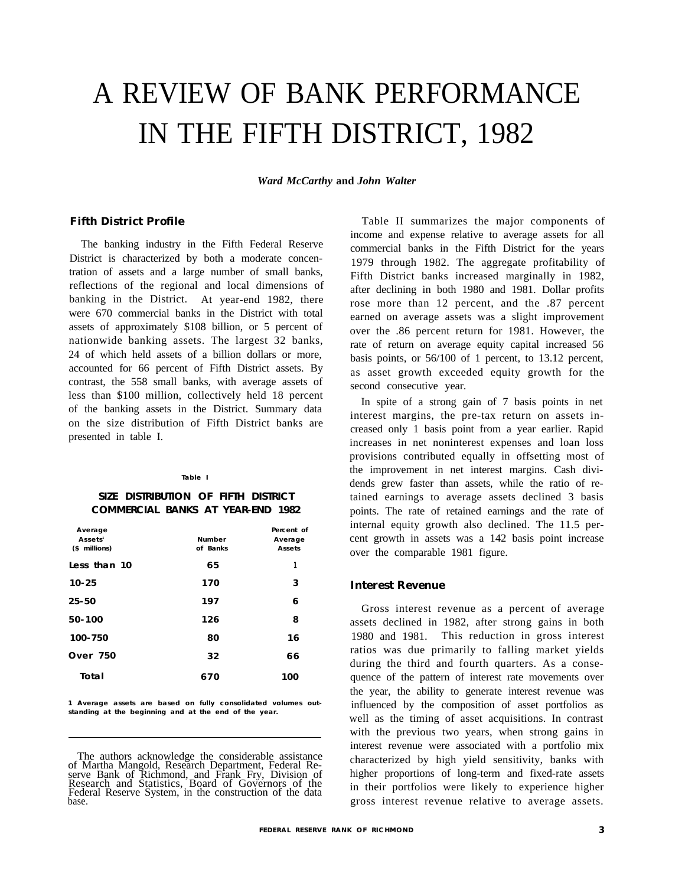# A REVIEW OF BANK PERFORMANCE IN THE FIFTH DISTRICT, 1982

***Ward McCarthy*** **and** ***John Walter***

### Fifth District Profile

The banking industry in the Fifth Federal Reserve District is characterized by both a moderate concentration of assets and a large number of small banks, reflections of the regional and local dimensions of banking in the District. At year-end 1982, there were 670 commercial banks in the District with total assets of approximately $108 billion, or 5 percent of nationwide banking assets. The largest 32 banks, 24 of which held assets of a billion dollars or more, accounted for 66 percent of Fifth District assets. By contrast, the 558 small banks, with average assets of less than $100 million, collectively held 18 percent of the banking assets in the District. Summary data on the size distribution of Fifth District banks are presented in table I.

**Table I**

**SIZE DISTRIBUTION OF FIFTH DISTRICT COMMERCIAL BANKS AT YEAR-END 1982**

| Average Assets[1] ($ millions) | Number of Banks | Percent of Average Assets |
|---|---|---|
| Less than 10 | 65 | 1 |
| 10-25 | 170 | 3 |
| 25-50 | 197 | 6 |
| 50-100 | 126 | 8 |
| 100-750 | 80 | 16 |
| Over 750 | 32 | 66 |
| Total | 670 | 100 |

1 Average assets are based on fully consolidated volumes outstanding at the beginning and at the end of the year.

---

The authors acknowledge the considerable assistance of Martha Mangold, Research Department, Federal Reserve Bank of Richmond, and Frank Fry, Division of Research and Statistics, Board of Governors of the Federal Reserve System, in the construction of the data base.

Table II summarizes the major components of income and expense relative to average assets for all commercial banks in the Fifth District for the years 1979 through 1982. The aggregate profitability of Fifth District banks increased marginally in 1982, after declining in both 1980 and 1981. Dollar profits rose more than 12 percent, and the .87 percent earned on average assets was a slight improvement over the .86 percent return for 1981. However, the rate of return on average equity capital increased 56 basis points, or 56/100 of 1 percent, to 13.12 percent, as asset growth exceeded equity growth for the second consecutive year.

In spite of a strong gain of 7 basis points in net interest margins, the pre-tax return on assets increased only 1 basis point from a year earlier. Rapid increases in net noninterest expenses and loan loss provisions contributed equally in offsetting most of the improvement in net interest margins. Cash dividends grew faster than assets, while the ratio of retained earnings to average assets declined 3 basis points. The rate of retained earnings and the rate of internal equity growth also declined. The 11.5 percent growth in assets was a 142 basis point increase over the comparable 1981 figure.

### Interest Revenue

Gross interest revenue as a percent of average assets declined in 1982, after strong gains in both 1980 and 1981. This reduction in gross interest ratios was due primarily to falling market yields during the third and fourth quarters. As a consequence of the pattern of interest rate movements over the year, the ability to generate interest revenue was influenced by the composition of asset portfolios as well as the timing of asset acquisitions. In contrast with the previous two years, when strong gains in interest revenue were associated with a portfolio mix characterized by high yield sensitivity, banks with higher proportions of long-term and fixed-rate assets in their portfolios were likely to experience higher gross interest revenue relative to average assets.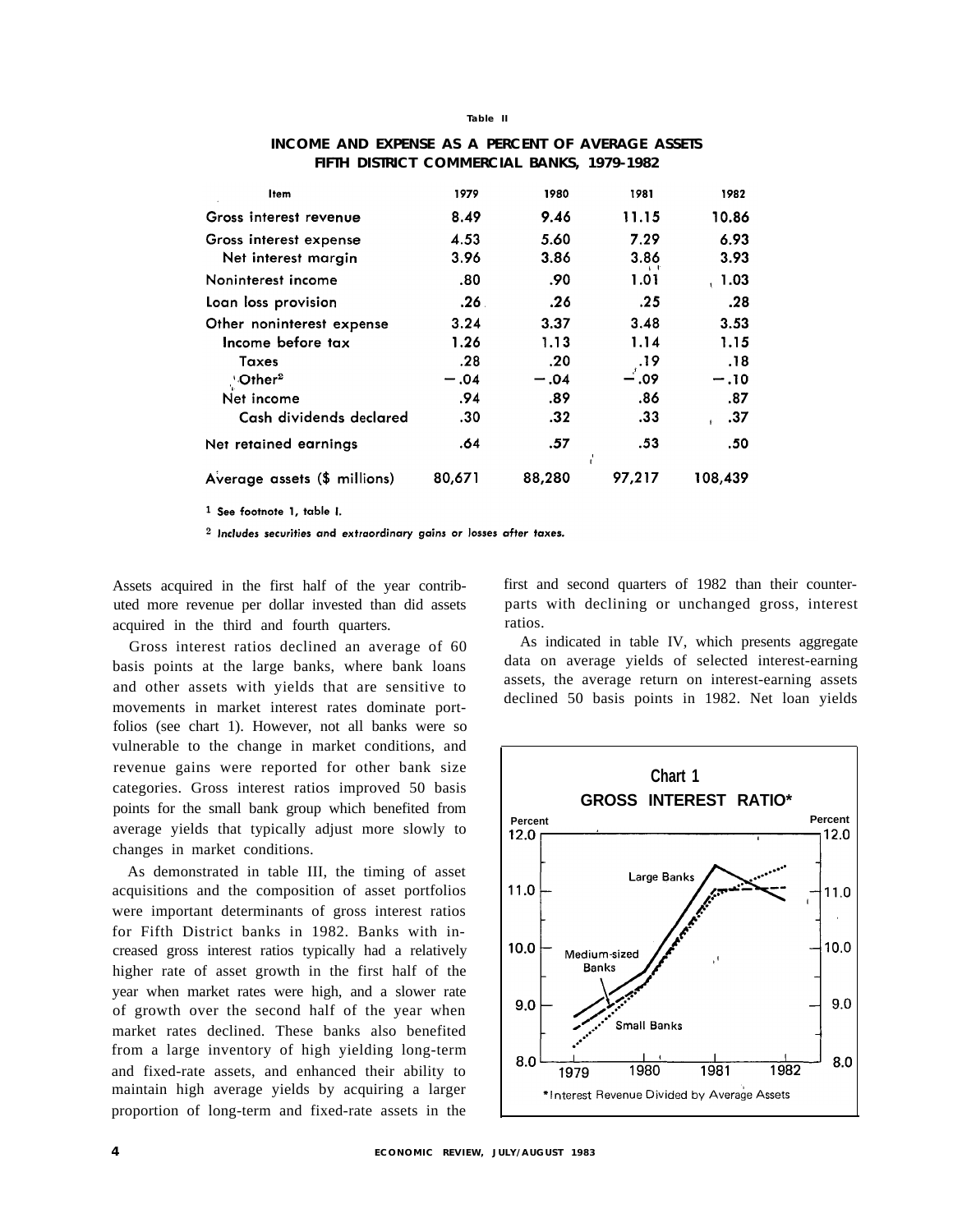Table II

**INCOME AND EXPENSE AS A PERCENT OF AVERAGE ASSETS**
**FIFTH DISTRICT COMMERCIAL BANKS, 1979-1982**

| Item | 1979 | 1980 | 1981 | 1982 |
|---|---|---|---|---|
| Gross interest revenue | 8.49 | 9.46 | 11.15 | 10.86 |
| Gross interest expense | 4.53 | 5.60 | 7.29 | 6.93 |
| Net interest margin | 3.96 | 3.86 | 3.86 | 3.93 |
| Noninterest income | .80 | .90 | 1.01 | 1.03 |
| Loan loss provision | .26 | .26 | .25 | .28 |
| Other noninterest expense | 3.24 | 3.37 | 3.48 | 3.53 |
| Income before tax | 1.26 | 1.13 | 1.14 | 1.15 |
| Taxes | .28 | .20 | .19 | .18 |
| Other[2] | −.04 | −.04 | −.09 | −.10 |
| Net income | .94 | .89 | .86 | .87 |
| Cash dividends declared | .30 | .32 | .33 | .37 |
| Net retained earnings | .64 | .57 | .53 | .50 |
| Average assets ($ millions) | 80,671 | 88,280 | 97,217 | 108,439 |

[1] See footnote 1, table I.

[2] Includes securities and extraordinary gains or losses after taxes.

Assets acquired in the first half of the year contributed more revenue per dollar invested than did assets acquired in the third and fourth quarters.

Gross interest ratios declined an average of 60 basis points at the large banks, where bank loans and other assets with yields that are sensitive to movements in market interest rates dominate portfolios (see chart 1). However, not all banks were so vulnerable to the change in market conditions, and revenue gains were reported for other bank size categories. Gross interest ratios improved 50 basis points for the small bank group which benefited from average yields that typically adjust more slowly to changes in market conditions.

As demonstrated in table III, the timing of asset acquisitions and the composition of asset portfolios were important determinants of gross interest ratios for Fifth District banks in 1982. Banks with increased gross interest ratios typically had a relatively higher rate of asset growth in the first half of the year when market rates were high, and a slower rate of growth over the second half of the year when market rates declined. These banks also benefited from a large inventory of high yielding long-term and fixed-rate assets, and enhanced their ability to maintain high average yields by acquiring a larger proportion of long-term and fixed-rate assets in the first and second quarters of 1982 than their counterparts with declining or unchanged gross, interest ratios.

As indicated in table IV, which presents aggregate data on average yields of selected interest-earning assets, the average return on interest-earning assets declined 50 basis points in 1982. Net loan yields

**Chart 1**
**GROSS INTEREST RATIO***

*Interest Revenue Divided by Average Assets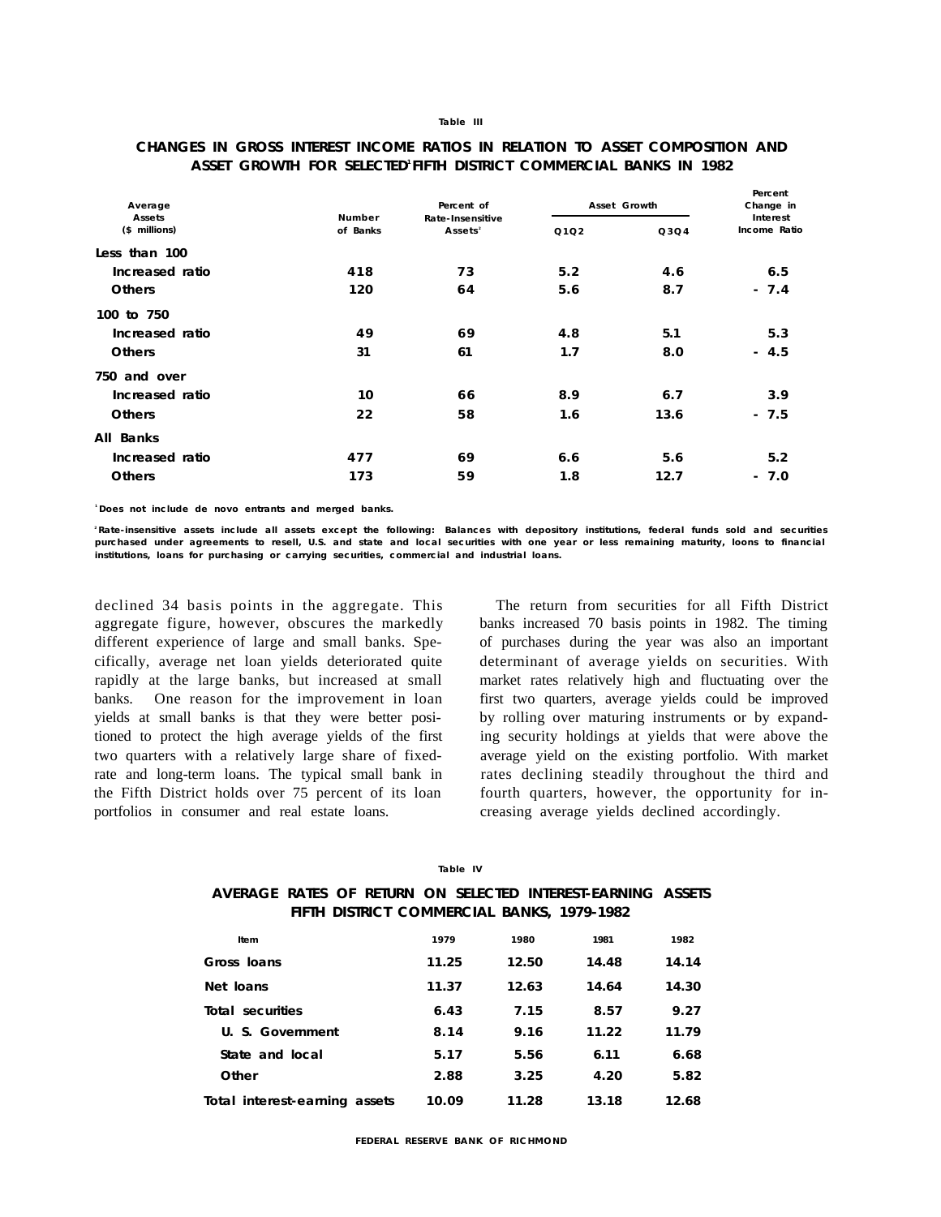Table III

**CHANGES IN GROSS INTEREST INCOME RATIOS IN RELATION TO ASSET COMPOSITION AND ASSET GROWTH FOR SELECTED[1] FIFTH DISTRICT COMMERCIAL BANKS IN 1982**

| Average Assets ($ millions) | Number of Banks | Percent of Rate-Insensitive Assets[2] | Asset Growth | | Percent Change in Interest Income Ratio |
|---|---|---|---|---|---|
| | | | Q1Q2 | Q3Q4 | |
| **Less than 100** | | | | | |
| Increased ratio | 418 | 73 | 5.2 | 4.6 | 6.5 |
| Others | 120 | 64 | 5.6 | 8.7 | - 7.4 |
| **100 to 750** | | | | | |
| Increased ratio | 49 | 69 | 4.8 | 5.1 | 5.3 |
| Others | 31 | 61 | 1.7 | 8.0 | - 4.5 |
| **750 and over** | | | | | |
| Increased ratio | 10 | 66 | 8.9 | 6.7 | 3.9 |
| Others | 22 | 58 | 1.6 | 13.6 | - 7.5 |
| **All Banks** | | | | | |
| Increased ratio | 477 | 69 | 6.6 | 5.6 | 5.2 |
| Others | 173 | 59 | 1.8 | 12.7 | - 7.0 |

[1] Does not include de novo entrants and merged banks.

[2] Rate-insensitive assets include all assets except the following: Balances with depository institutions, federal funds sold and securities purchased under agreements to resell, U.S. and state and local securities with one year or less remaining maturity, loons to financial institutions, loans for purchasing or carrying securities, commercial and industrial loans.

declined 34 basis points in the aggregate. This aggregate figure, however, obscures the markedly different experience of large and small banks. Specifically, average net loan yields deteriorated quite rapidly at the large banks, but increased at small banks. One reason for the improvement in loan yields at small banks is that they were better positioned to protect the high average yields of the first two quarters with a relatively large share of fixed-rate and long-term loans. The typical small bank in the Fifth District holds over 75 percent of its loan portfolios in consumer and real estate loans.

The return from securities for all Fifth District banks increased 70 basis points in 1982. The timing of purchases during the year was also an important determinant of average yields on securities. With market rates relatively high and fluctuating over the first two quarters, average yields could be improved by rolling over maturing instruments or by expanding security holdings at yields that were above the average yield on the existing portfolio. With market rates declining steadily throughout the third and fourth quarters, however, the opportunity for increasing average yields declined accordingly.

Table IV

**AVERAGE RATES OF RETURN ON SELECTED INTEREST-EARNING ASSETS FIFTH DISTRICT COMMERCIAL BANKS, 1979-1982**

| Item | 1979 | 1980 | 1981 | 1982 |
|---|---|---|---|---|
| Gross loans | 11.25 | 12.50 | 14.48 | 14.14 |
| Net loans | 11.37 | 12.63 | 14.64 | 14.30 |
| Total securities | 6.43 | 7.15 | 8.57 | 9.27 |
| U. S. Government | 8.14 | 9.16 | 11.22 | 11.79 |
| State and local | 5.17 | 5.56 | 6.11 | 6.68 |
| Other | 2.88 | 3.25 | 4.20 | 5.82 |
| Total interest-earning assets | 10.09 | 11.28 | 13.18 | 12.68 |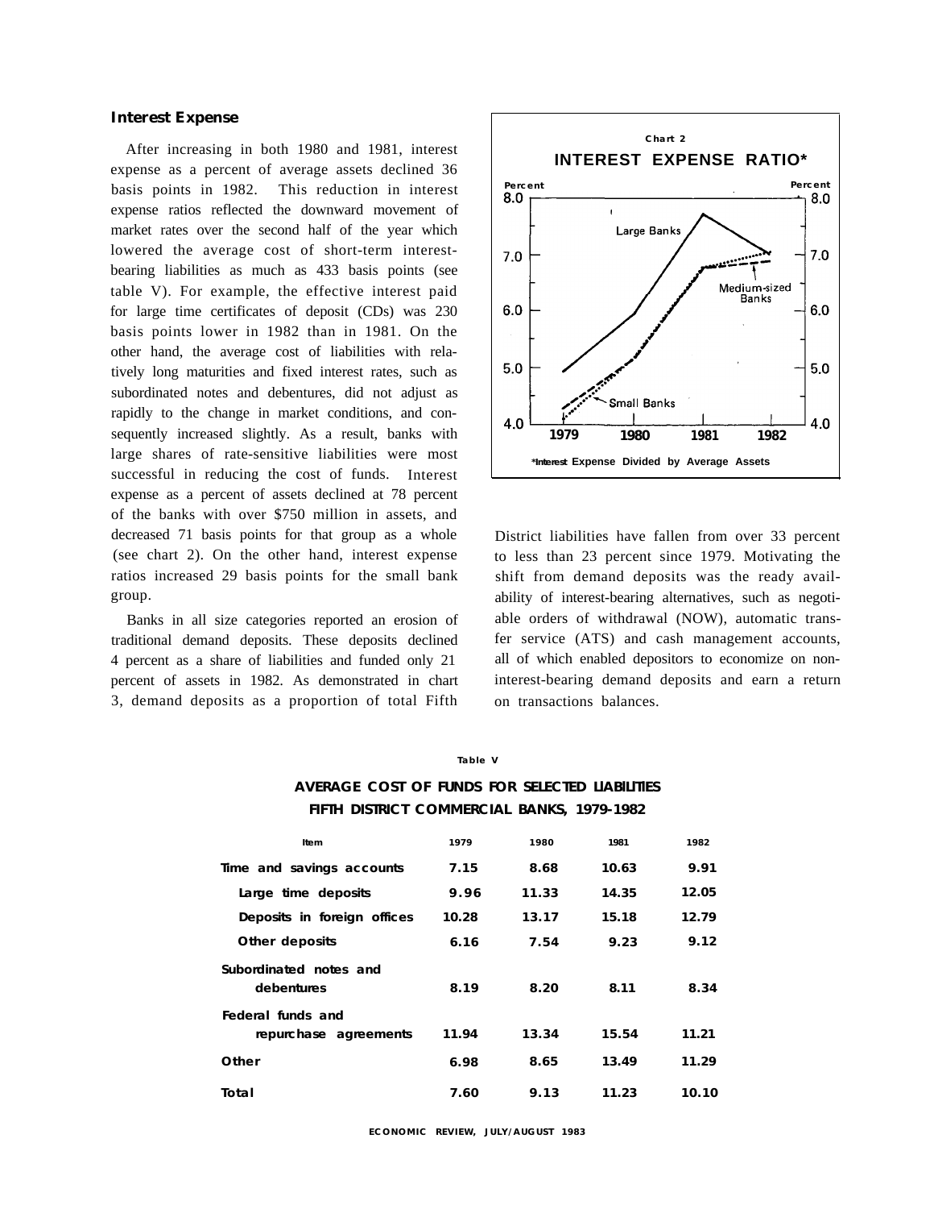## Interest Expense

After increasing in both 1980 and 1981, interest expense as a percent of average assets declined 36 basis points in 1982. This reduction in interest expense ratios reflected the downward movement of market rates over the second half of the year which lowered the average cost of short-term interest-bearing liabilities as much as 433 basis points (see table V). For example, the effective interest paid for large time certificates of deposit (CDs) was 230 basis points lower in 1982 than in 1981. On the other hand, the average cost of liabilities with relatively long maturities and fixed interest rates, such as subordinated notes and debentures, did not adjust as rapidly to the change in market conditions, and consequently increased slightly. As a result, banks with large shares of rate-sensitive liabilities were most successful in reducing the cost of funds. Interest expense as a percent of assets declined at 78 percent of the banks with over $750 million in assets, and decreased 71 basis points for that group as a whole (see chart 2). On the other hand, interest expense ratios increased 29 basis points for the small bank group.

Banks in all size categories reported an erosion of traditional demand deposits. These deposits declined 4 percent as a share of liabilities and funded only 21 percent of assets in 1982. As demonstrated in chart 3, demand deposits as a proportion of total Fifth District liabilities have fallen from over 33 percent to less than 23 percent since 1979. Motivating the shift from demand deposits was the ready availability of interest-bearing alternatives, such as negotiable orders of withdrawal (NOW), automatic transfer service (ATS) and cash management accounts, all of which enabled depositors to economize on non-interest-bearing demand deposits and earn a return on transactions balances.

Chart 2

**INTEREST EXPENSE RATIO***

*Interest Expense Divided by Average Assets

Table V

**AVERAGE COST OF FUNDS FOR SELECTED LIABILITIES**
**FIFTH DISTRICT COMMERCIAL BANKS, 1979-1982**

| Item | 1979 | 1980 | 1981 | 1982 |
|---|---|---|---|---|
| Time and savings accounts | 7.15 | 8.68 | 10.63 | 9.91 |
| Large time deposits | 9.96 | 11.33 | 14.35 | 12.05 |
| Deposits in foreign offices | 10.28 | 13.17 | 15.18 | 12.79 |
| Other deposits | 6.16 | 7.54 | 9.23 | 9.12 |
| Subordinated notes and debentures | 8.19 | 8.20 | 8.11 | 8.34 |
| Federal funds and repurchase agreements | 11.94 | 13.34 | 15.54 | 11.21 |
| Other | 6.98 | 8.65 | 13.49 | 11.29 |
| Total | 7.60 | 9.13 | 11.23 | 10.10 |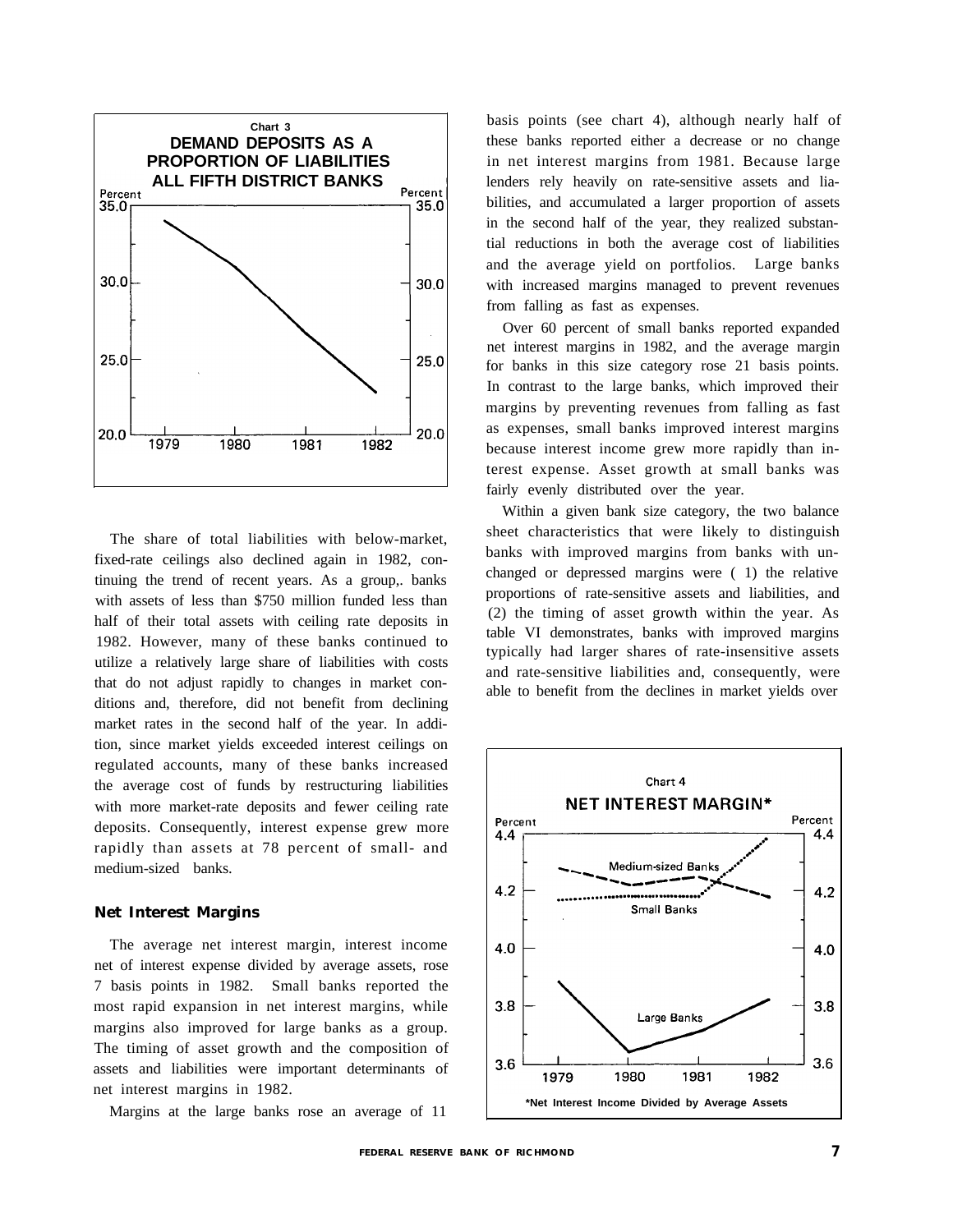**Chart 3**
**DEMAND DEPOSITS AS A PROPORTION OF LIABILITIES ALL FIFTH DISTRICT BANKS**

The share of total liabilities with below-market, fixed-rate ceilings also declined again in 1982, continuing the trend of recent years. As a group,. banks with assets of less than $750 million funded less than half of their total assets with ceiling rate deposits in 1982. However, many of these banks continued to utilize a relatively large share of liabilities with costs that do not adjust rapidly to changes in market conditions and, therefore, did not benefit from declining market rates in the second half of the year. In addition, since market yields exceeded interest ceilings on regulated accounts, many of these banks increased the average cost of funds by restructuring liabilities with more market-rate deposits and fewer ceiling rate deposits. Consequently, interest expense grew more rapidly than assets at 78 percent of small- and medium-sized banks.

### Net Interest Margins

The average net interest margin, interest income net of interest expense divided by average assets, rose 7 basis points in 1982. Small banks reported the most rapid expansion in net interest margins, while margins also improved for large banks as a group. The timing of asset growth and the composition of assets and liabilities were important determinants of net interest margins in 1982.

Margins at the large banks rose an average of 11 basis points (see chart 4), although nearly half of these banks reported either a decrease or no change in net interest margins from 1981. Because large lenders rely heavily on rate-sensitive assets and liabilities, and accumulated a larger proportion of assets in the second half of the year, they realized substantial reductions in both the average cost of liabilities and the average yield on portfolios. Large banks with increased margins managed to prevent revenues from falling as fast as expenses.

Over 60 percent of small banks reported expanded net interest margins in 1982, and the average margin for banks in this size category rose 21 basis points. In contrast to the large banks, which improved their margins by preventing revenues from falling as fast as expenses, small banks improved interest margins because interest income grew more rapidly than interest expense. Asset growth at small banks was fairly evenly distributed over the year.

Within a given bank size category, the two balance sheet characteristics that were likely to distinguish banks with improved margins from banks with unchanged or depressed margins were (1) the relative proportions of rate-sensitive assets and liabilities, and (2) the timing of asset growth within the year. As table VI demonstrates, banks with improved margins typically had larger shares of rate-insensitive assets and rate-sensitive liabilities and, consequently, were able to benefit from the declines in market yields over

**Chart 4**
**NET INTEREST MARGIN***

*Net Interest Income Divided by Average Assets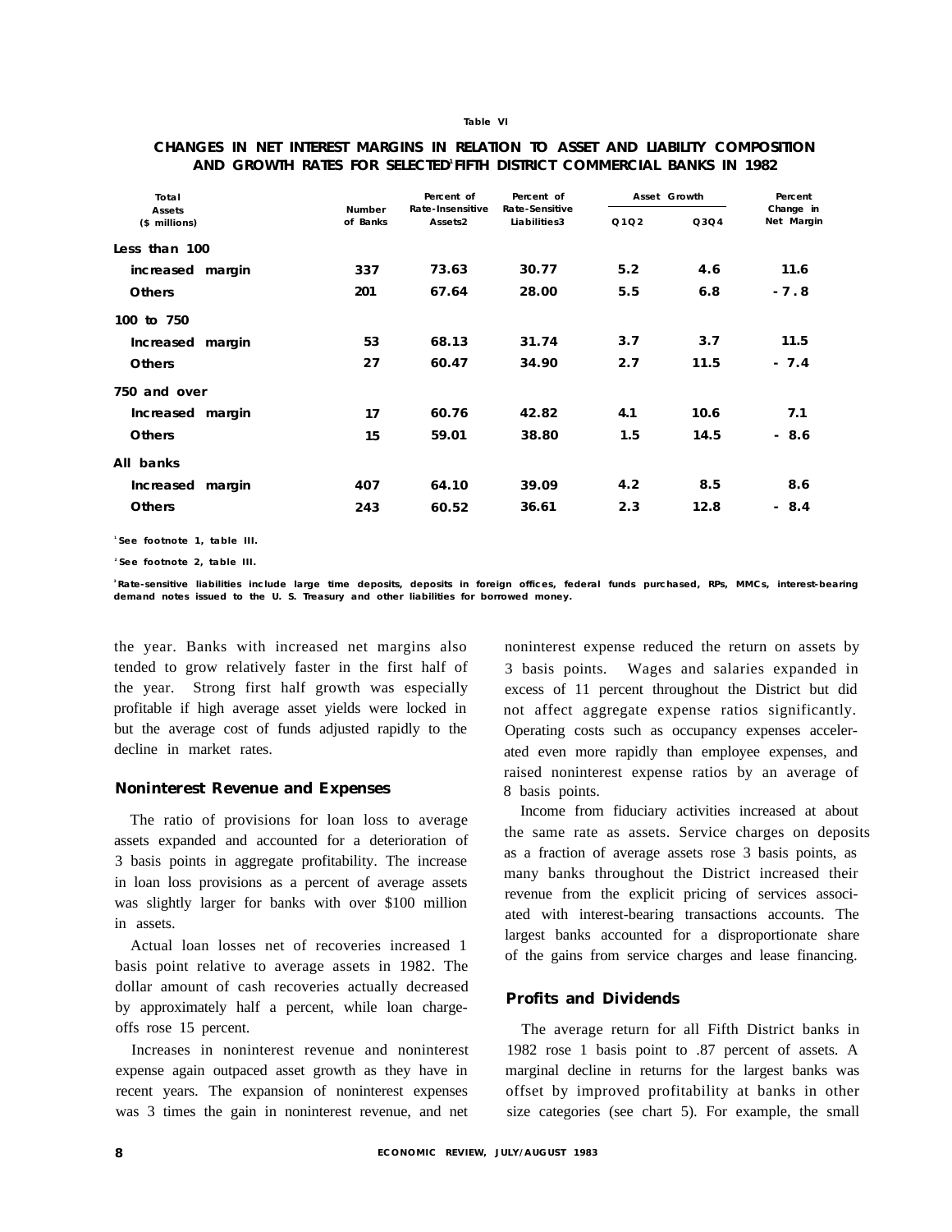Table VI

**CHANGES IN NET INTEREST MARGINS IN RELATION TO ASSET AND LIABILITY COMPOSITION AND GROWTH RATES FOR SELECTED[1] FIFTH DISTRICT COMMERCIAL BANKS IN 1982**

| Total Assets ($ millions) | Number of Banks | Percent of Rate-Insensitive Assets[2] | Percent of Rate-Sensitive Liabilities[3] | Asset Growth | | Percent Change in Net Margin |
|---|---|---|---|---|---|---|
| | | | | Q1Q2 | Q3Q4 | |
| **Less than 100** | | | | | | |
| Increased margin | 337 | 73.63 | 30.77 | 5.2 | 4.6 | 11.6 |
| Others | 201 | 67.64 | 28.00 | 5.5 | 6.8 | -7.8 |
| **100 to 750** | | | | | | |
| Increased margin | 53 | 68.13 | 31.74 | 3.7 | 3.7 | 11.5 |
| Others | 27 | 60.47 | 34.90 | 2.7 | 11.5 | -7.4 |
| **750 and over** | | | | | | |
| Increased margin | 17 | 60.76 | 42.82 | 4.1 | 10.6 | 7.1 |
| Others | 15 | 59.01 | 38.80 | 1.5 | 14.5 | -8.6 |
| **All banks** | | | | | | |
| Increased margin | 407 | 64.10 | 39.09 | 4.2 | 8.5 | 8.6 |
| Others | 243 | 60.52 | 36.61 | 2.3 | 12.8 | -8.4 |

[1] See footnote 1, table III.

[2] See footnote 2, table III.

[3] Rate-sensitive liabilities include large time deposits, deposits in foreign offices, federal funds purchased, RPs, MMCs, interest-bearing demand notes issued to the U. S. Treasury and other liabilities for borrowed money.

the year. Banks with increased net margins also tended to grow relatively faster in the first half of the year. Strong first half growth was especially profitable if high average asset yields were locked in but the average cost of funds adjusted rapidly to the decline in market rates.

## Noninterest Revenue and Expenses

The ratio of provisions for loan loss to average assets expanded and accounted for a deterioration of 3 basis points in aggregate profitability. The increase in loan loss provisions as a percent of average assets was slightly larger for banks with over $100 million in assets.

Actual loan losses net of recoveries increased 1 basis point relative to average assets in 1982. The dollar amount of cash recoveries actually decreased by approximately half a percent, while loan charge-offs rose 15 percent.

Increases in noninterest revenue and noninterest expense again outpaced asset growth as they have in recent years. The expansion of noninterest expenses was 3 times the gain in noninterest revenue, and net noninterest expense reduced the return on assets by 3 basis points. Wages and salaries expanded in excess of 11 percent throughout the District but did not affect aggregate expense ratios significantly. Operating costs such as occupancy expenses accelerated even more rapidly than employee expenses, and raised noninterest expense ratios by an average of 8 basis points.

Income from fiduciary activities increased at about the same rate as assets. Service charges on deposits as a fraction of average assets rose 3 basis points, as many banks throughout the District increased their revenue from the explicit pricing of services associated with interest-bearing transactions accounts. The largest banks accounted for a disproportionate share of the gains from service charges and lease financing.

## Profits and Dividends

The average return for all Fifth District banks in 1982 rose 1 basis point to .87 percent of assets. A marginal decline in returns for the largest banks was offset by improved profitability at banks in other size categories (see chart 5). For example, the small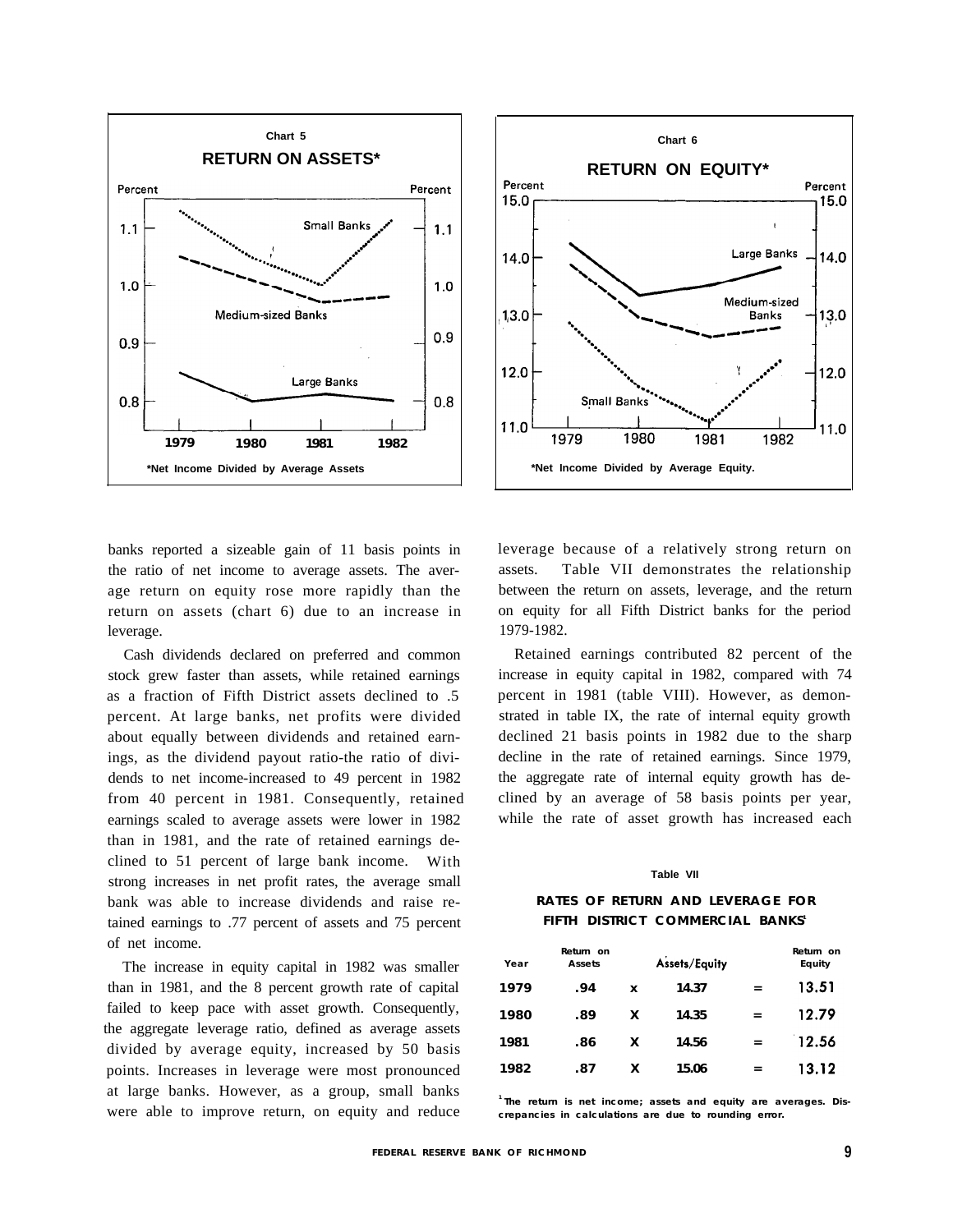**Chart 5**

**RETURN ON ASSETS***

*Net Income Divided by Average Assets

**Chart 6**

**RETURN ON EQUITY***

*Net Income Divided by Average Equity.

banks reported a sizeable gain of 11 basis points in the ratio of net income to average assets. The average return on equity rose more rapidly than the return on assets (chart 6) due to an increase in leverage.

Cash dividends declared on preferred and common stock grew faster than assets, while retained earnings as a fraction of Fifth District assets declined to .5 percent. At large banks, net profits were divided about equally between dividends and retained earnings, as the dividend payout ratio-the ratio of dividends to net income-increased to 49 percent in 1982 from 40 percent in 1981. Consequently, retained earnings scaled to average assets were lower in 1982 than in 1981, and the rate of retained earnings declined to 51 percent of large bank income. With strong increases in net profit rates, the average small bank was able to increase dividends and raise retained earnings to .77 percent of assets and 75 percent of net income.

The increase in equity capital in 1982 was smaller than in 1981, and the 8 percent growth rate of capital failed to keep pace with asset growth. Consequently, the aggregate leverage ratio, defined as average assets divided by average equity, increased by 50 basis points. Increases in leverage were most pronounced at large banks. However, as a group, small banks were able to improve return, on equity and reduce leverage because of a relatively strong return on assets. Table VII demonstrates the relationship between the return on assets, leverage, and the return on equity for all Fifth District banks for the period 1979-1982.

Retained earnings contributed 82 percent of the increase in equity capital in 1982, compared with 74 percent in 1981 (table VIII). However, as demonstrated in table IX, the rate of internal equity growth declined 21 basis points in 1982 due to the sharp decline in the rate of retained earnings. Since 1979, the aggregate rate of internal equity growth has declined by an average of 58 basis points per year, while the rate of asset growth has increased each

**Table VII**

**RATES OF RETURN AND LEVERAGE FOR FIFTH DISTRICT COMMERCIAL BANKS**[1]

| Year | Return on Assets | | Assets/Equity | | Return on Equity |
|---|---|---|---|---|---|
| 1979 | .94 | x | 14.37 | = | 13.51 |
| 1980 | .89 | x | 14.35 | = | 12.79 |
| 1981 | .86 | x | 14.56 | = | 12.56 |
| 1982 | .87 | x | 15.06 | = | 13.12 |

[1] The return is net income; assets and equity are averages. Discrepancies in calculations are due to rounding error.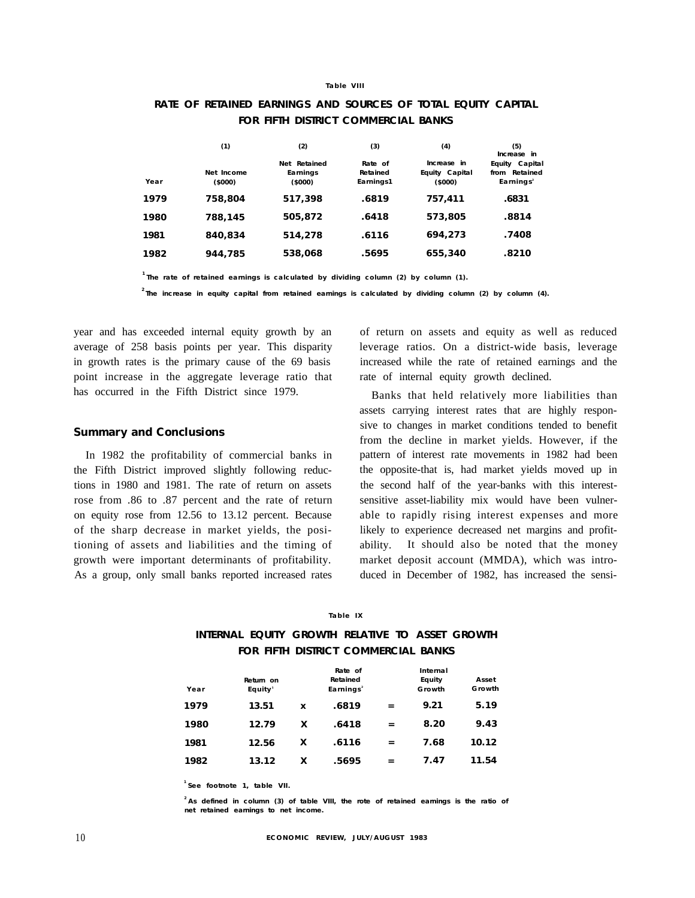Table VIII

**RATE OF RETAINED EARNINGS AND SOURCES OF TOTAL EQUITY CAPITAL FOR FIFTH DISTRICT COMMERCIAL BANKS**

| Year | (1) Net Income ($000) | (2) Net Retained Earnings ($000) | (3) Rate of Retained Earnings[1] | (4) Increase in Equity Capital ($000) | (5) Increase in Equity Capital from Retained Earnings[2] |
|---|---|---|---|---|---|
| 1979 | 758,804 | 517,398 | .6819 | 757,411 | .6831 |
| 1980 | 788,145 | 505,872 | .6418 | 573,805 | .8814 |
| 1981 | 840,834 | 514,278 | .6116 | 694,273 | .7408 |
| 1982 | 944,785 | 538,068 | .5695 | 655,340 | .8210 |

[1] The rate of retained earnings is calculated by dividing column (2) by column (1).

[2] The increase in equity capital from retained earnings is calculated by dividing column (2) by column (4).

year and has exceeded internal equity growth by an average of 258 basis points per year. This disparity in growth rates is the primary cause of the 69 basis point increase in the aggregate leverage ratio that has occurred in the Fifth District since 1979.

## Summary and Conclusions

In 1982 the profitability of commercial banks in the Fifth District improved slightly following reductions in 1980 and 1981. The rate of return on assets rose from .86 to .87 percent and the rate of return on equity rose from 12.56 to 13.12 percent. Because of the sharp decrease in market yields, the positioning of assets and liabilities and the timing of growth were important determinants of profitability. As a group, only small banks reported increased rates of return on assets and equity as well as reduced leverage ratios. On a district-wide basis, leverage increased while the rate of retained earnings and the rate of internal equity growth declined.

Banks that held relatively more liabilities than assets carrying interest rates that are highly responsive to changes in market conditions tended to benefit from the decline in market yields. However, if the pattern of interest rate movements in 1982 had been the opposite-that is, had market yields moved up in the second half of the year-banks with this interest-sensitive asset-liability mix would have been vulnerable to rapidly rising interest expenses and more likely to experience decreased net margins and profitability. It should also be noted that the money market deposit account (MMDA), which was introduced in December of 1982, has increased the sensi-

Table IX

**INTERNAL EQUITY GROWTH RELATIVE TO ASSET GROWTH FOR FIFTH DISTRICT COMMERCIAL BANKS**

| Year | Return on Equity[1] | | Rate of Retained Earnings[2] | | Internal Equity Growth | Asset Growth |
|---|---|---|---|---|---|---|
| 1979 | 13.51 | x | .6819 | = | 9.21 | 5.19 |
| 1980 | 12.79 | X | .6418 | = | 8.20 | 9.43 |
| 1981 | 12.56 | X | .6116 | = | 7.68 | 10.12 |
| 1982 | 13.12 | X | .5695 | = | 7.47 | 11.54 |

[1] See footnote 1, table VII.

[2] As defined in column (3) of table VIII, the rote of retained earnings is the ratio of net retained earnings to net income.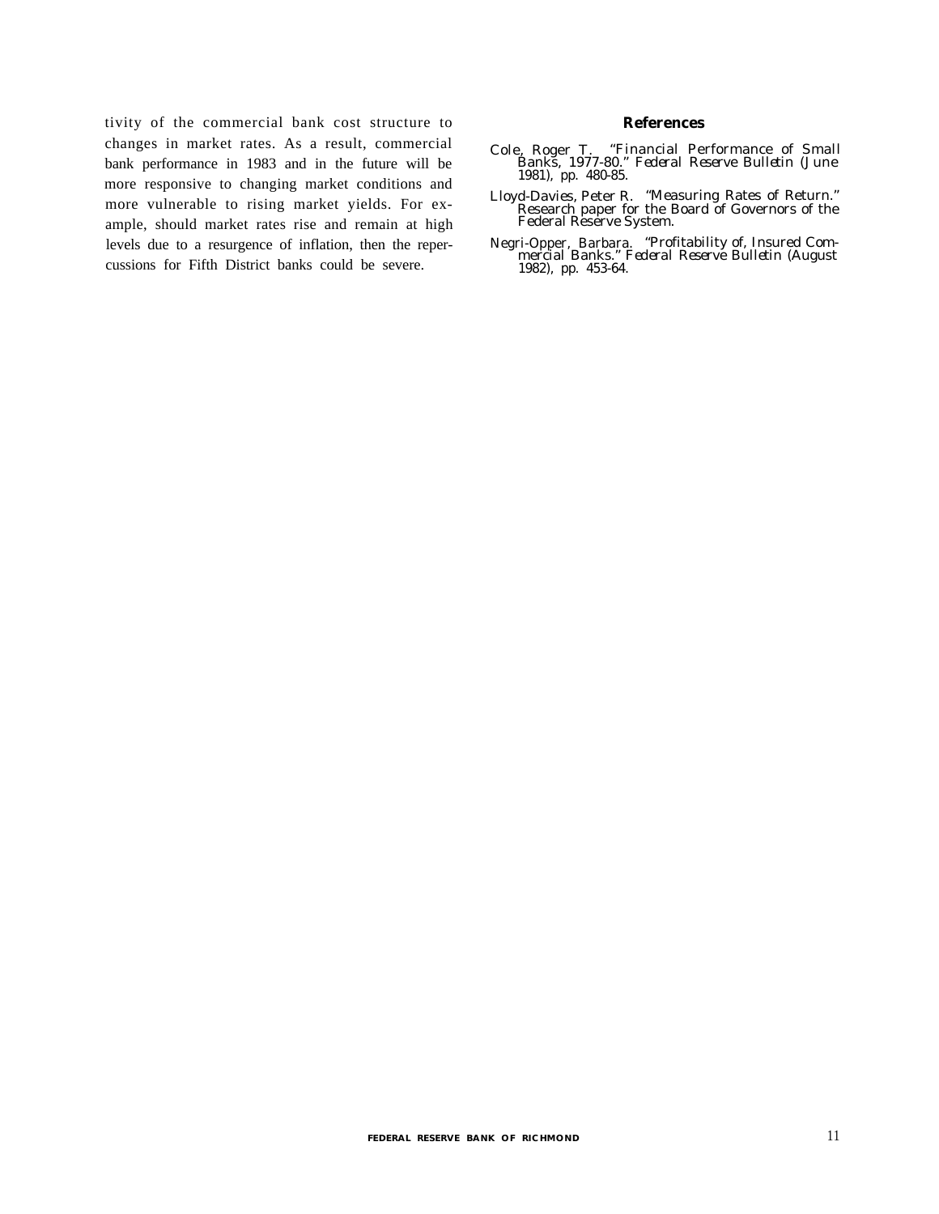tivity of the commercial bank cost structure to changes in market rates. As a result, commercial bank performance in 1983 and in the future will be more responsive to changing market conditions and more vulnerable to rising market yields. For example, should market rates rise and remain at high levels due to a resurgence of inflation, then the repercussions for Fifth District banks could be severe.

## References

Cole, Roger T. "Financial Performance of Small Banks, 1977-80." *Federal Reserve Bulletin* (June 1981), pp. 480-85.

Lloyd-Davies, Peter R. "Measuring Rates of Return." Research paper for the Board of Governors of the Federal Reserve System.

Negri-Opper, Barbara. "Profitability of, Insured Commercial Banks." *Federal Reserve Bulletin* (August 1982), pp. 453-64.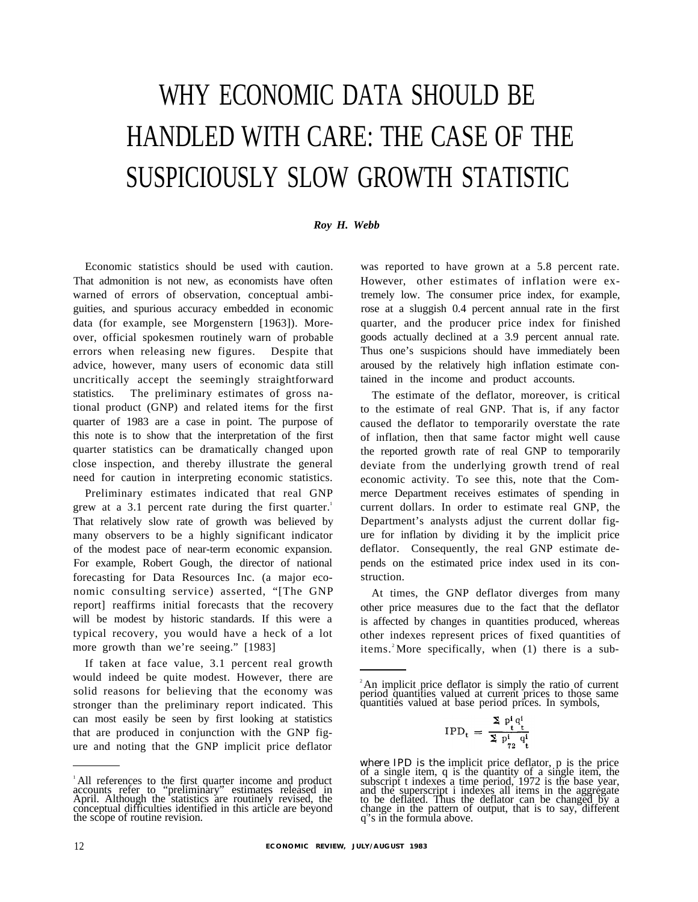# WHY ECONOMIC DATA SHOULD BE HANDLED WITH CARE: THE CASE OF THE SUSPICIOUSLY SLOW GROWTH STATISTIC

***Roy H. Webb***

Economic statistics should be used with caution. That admonition is not new, as economists have often warned of errors of observation, conceptual ambiguities, and spurious accuracy embedded in economic data (for example, see Morgenstern [1963]). Moreover, official spokesmen routinely warn of probable errors when releasing new figures. Despite that advice, however, many users of economic data still uncritically accept the seemingly straightforward statistics. The preliminary estimates of gross national product (GNP) and related items for the first quarter of 1983 are a case in point. The purpose of this note is to show that the interpretation of the first quarter statistics can be dramatically changed upon close inspection, and thereby illustrate the general need for caution in interpreting economic statistics.

Preliminary estimates indicated that real GNP grew at a 3.1 percent rate during the first quarter.[1] That relatively slow rate of growth was believed by many observers to be a highly significant indicator of the modest pace of near-term economic expansion. For example, Robert Gough, the director of national forecasting for Data Resources Inc. (a major economic consulting service) asserted, "[The GNP report] reaffirms initial forecasts that the recovery will be modest by historic standards. If this were a typical recovery, you would have a heck of a lot more growth than we're seeing." [1983]

If taken at face value, 3.1 percent real growth would indeed be quite modest. However, there are solid reasons for believing that the economy was stronger than the preliminary report indicated. This can most easily be seen by first looking at statistics that are produced in conjunction with the GNP figure and noting that the GNP implicit price deflator was reported to have grown at a 5.8 percent rate. However, other estimates of inflation were extremely low. The consumer price index, for example, rose at a sluggish 0.4 percent annual rate in the first quarter, and the producer price index for finished goods actually declined at a 3.9 percent annual rate. Thus one's suspicions should have immediately been aroused by the relatively high inflation estimate contained in the income and product accounts.

The estimate of the deflator, moreover, is critical to the estimate of real GNP. That is, if any factor caused the deflator to temporarily overstate the rate of inflation, then that same factor might well cause the reported growth rate of real GNP to temporarily deviate from the underlying growth trend of real economic activity. To see this, note that the Commerce Department receives estimates of spending in current dollars. In order to estimate real GNP, the Department's analysts adjust the current dollar figure for inflation by dividing it by the implicit price deflator. Consequently, the real GNP estimate depends on the estimated price index used in its construction.

At times, the GNP deflator diverges from many other price measures due to the fact that the deflator is affected by changes in quantities produced, whereas other indexes represent prices of fixed quantities of items.[2] More specifically, when (1) there is a sub-

---

[1] All references to the first quarter income and product accounts refer to "preliminary" estimates released in April. Although the statistics are routinely revised, the conceptual difficulties identified in this article are beyond the scope of routine revision.

[2] An implicit price deflator is simply the ratio of current period quantities valued at current prices to those same quantities valued at base period prices. In symbols,

$$\text{IPD}_t = \frac{\Sigma\, p^i_t\, q^i_t}{\Sigma\, p^i_{72}\, q^i_t}$$

where IPD is the implicit price deflator, p is the price of a single item, q is the quantity of a single item, the subscript t indexes a time period, 1972 is the base year, and the superscript i indexes all items in the aggregate to be deflated. Thus the deflator can be changed by a change in the pattern of output, that is to say, different q's in the formula above.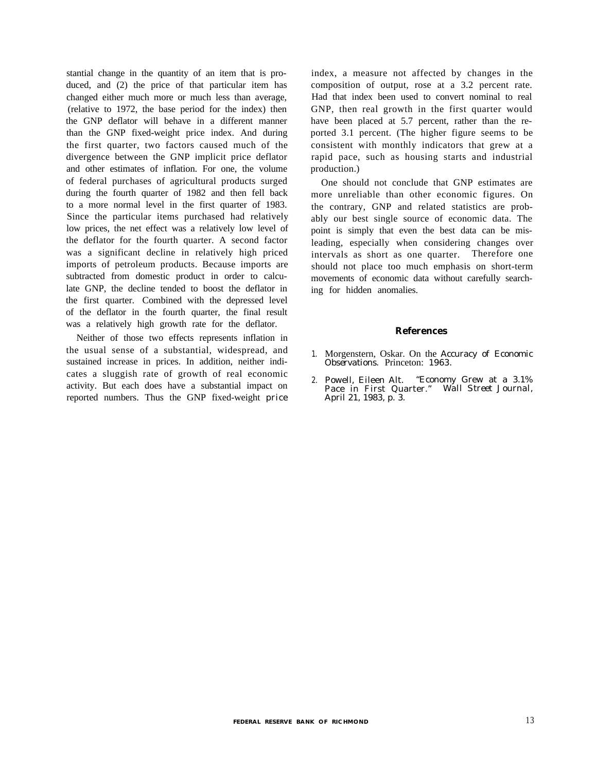stantial change in the quantity of an item that is produced, and (2) the price of that particular item has changed either much more or much less than average, (relative to 1972, the base period for the index) then the GNP deflator will behave in a different manner than the GNP fixed-weight price index. And during the first quarter, two factors caused much of the divergence between the GNP implicit price deflator and other estimates of inflation. For one, the volume of federal purchases of agricultural products surged during the fourth quarter of 1982 and then fell back to a more normal level in the first quarter of 1983. Since the particular items purchased had relatively low prices, the net effect was a relatively low level of the deflator for the fourth quarter. A second factor was a significant decline in relatively high priced imports of petroleum products. Because imports are subtracted from domestic product in order to calculate GNP, the decline tended to boost the deflator in the first quarter. Combined with the depressed level of the deflator in the fourth quarter, the final result was a relatively high growth rate for the deflator.

Neither of those two effects represents inflation in the usual sense of a substantial, widespread, and sustained increase in prices. In addition, neither indicates a sluggish rate of growth of real economic activity. But each does have a substantial impact on reported numbers. Thus the GNP fixed-weight price index, a measure not affected by changes in the composition of output, rose at a 3.2 percent rate. Had that index been used to convert nominal to real GNP, then real growth in the first quarter would have been placed at 5.7 percent, rather than the reported 3.1 percent. (The higher figure seems to be consistent with monthly indicators that grew at a rapid pace, such as housing starts and industrial production.)

One should not conclude that GNP estimates are more unreliable than other economic figures. On the contrary, GNP and related statistics are probably our best single source of economic data. The point is simply that even the best data can be misleading, especially when considering changes over intervals as short as one quarter. Therefore one should not place too much emphasis on short-term movements of economic data without carefully searching for hidden anomalies.

## References

1. Morgenstern, Oskar. On the *Accuracy of Economic Observations*. Princeton: 1963.
2. Powell, Eileen Alt. "Economy Grew at a 3.1% Pace in First Quarter." *Wall Street Journal*, April 21, 1983, p. 3.